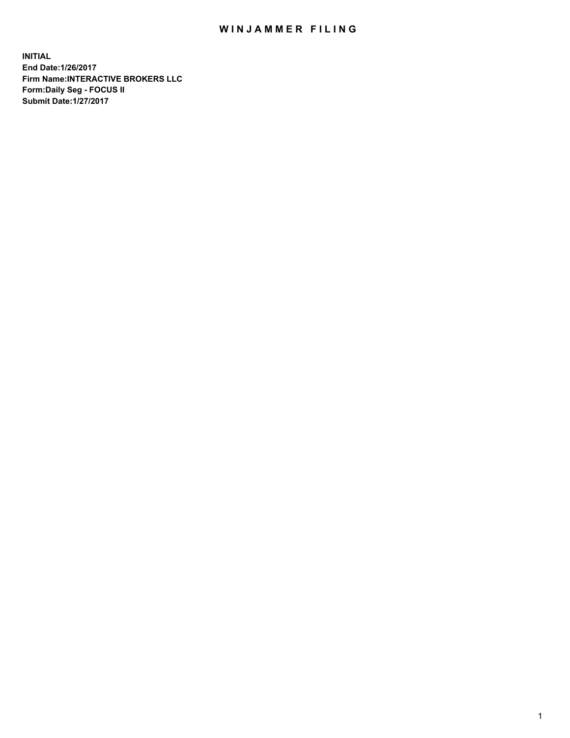# WINJAMMER FILING

**INITIAL**
**End Date:1/26/2017**
**Firm Name:INTERACTIVE BROKERS LLC**
**Form:Daily Seg - FOCUS II**
**Submit Date:1/27/2017**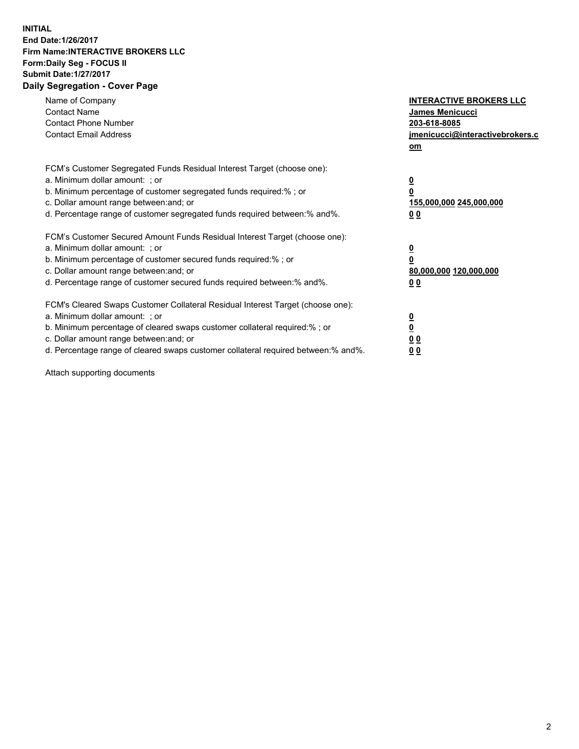**INITIAL**
**End Date:1/26/2017**
**Firm Name:INTERACTIVE BROKERS LLC**
**Form:Daily Seg - FOCUS II**
**Submit Date:1/27/2017**

## Daily Segregation - Cover Page

| | |
|---|---|
| Name of Company | **INTERACTIVE BROKERS LLC** |
| Contact Name | **James Menicucci** |
| Contact Phone Number | **203-618-8085** |
| Contact Email Address | **jmenicucci@interactivebrokers.com** |

| | |
|---|---|
| FCM's Customer Segregated Funds Residual Interest Target (choose one): | |
| a. Minimum dollar amount: ; or | **0** |
| b. Minimum percentage of customer segregated funds required:% ; or | **0** |
| c. Dollar amount range between:and; or | **155,000,000 245,000,000** |
| d. Percentage range of customer segregated funds required between:% and%. | **0 0** |

| | |
|---|---|
| FCM's Customer Secured Amount Funds Residual Interest Target (choose one): | |
| a. Minimum dollar amount: ; or | **0** |
| b. Minimum percentage of customer secured funds required:% ; or | **0** |
| c. Dollar amount range between:and; or | **80,000,000 120,000,000** |
| d. Percentage range of customer secured funds required between:% and%. | **0 0** |

| | |
|---|---|
| FCM's Cleared Swaps Customer Collateral Residual Interest Target (choose one): | |
| a. Minimum dollar amount: ; or | **0** |
| b. Minimum percentage of cleared swaps customer collateral required:% ; or | **0** |
| c. Dollar amount range between:and; or | **0 0** |
| d. Percentage range of cleared swaps customer collateral required between:% and%. | **0 0** |

Attach supporting documents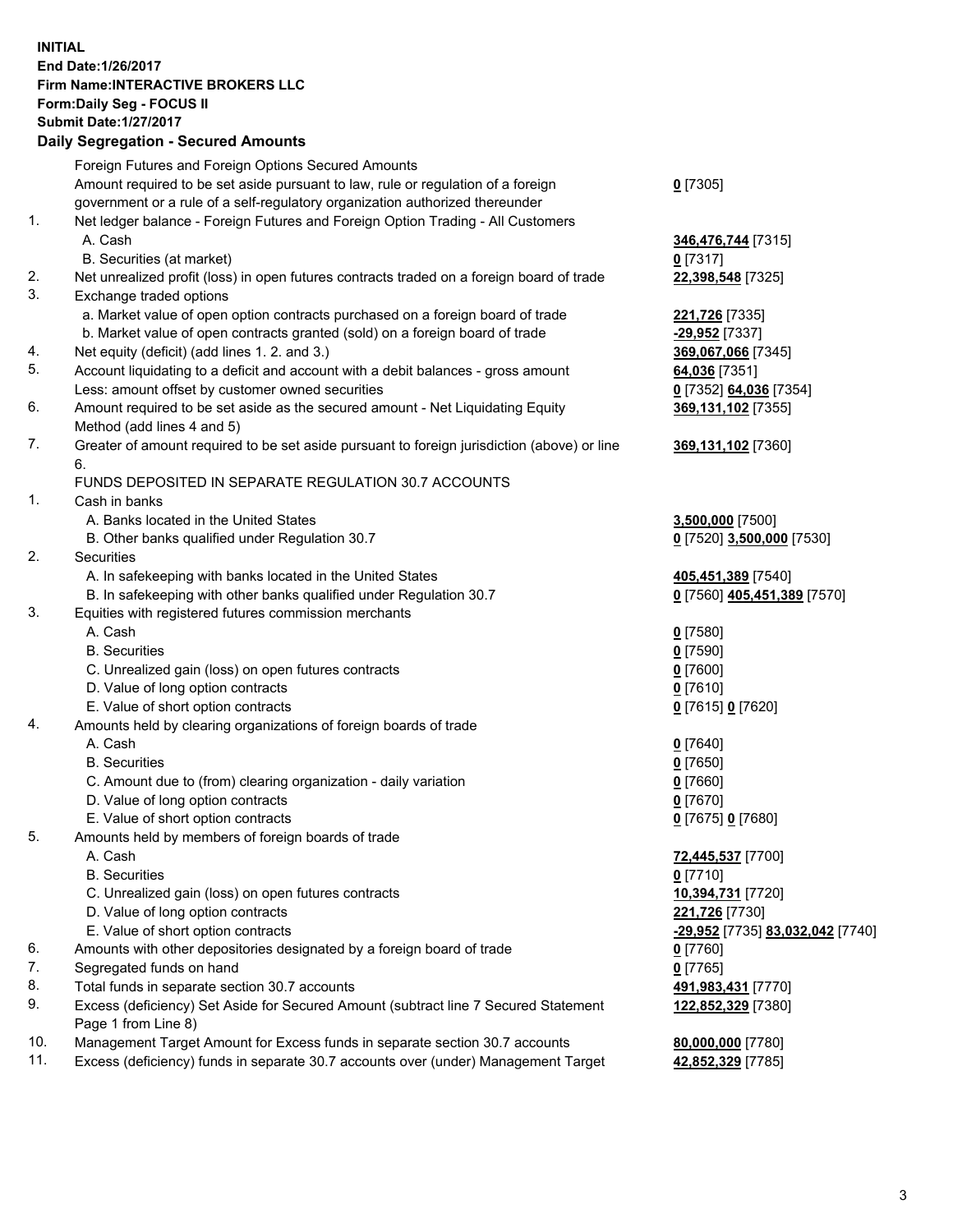**INITIAL**
**End Date:1/26/2017**
**Firm Name:INTERACTIVE BROKERS LLC**
**Form:Daily Seg - FOCUS II**
**Submit Date:1/27/2017**

## Daily Segregation - Secured Amounts

| | | |
|---|---|---|
| | Foreign Futures and Foreign Options Secured Amounts | |
| | Amount required to be set aside pursuant to law, rule or regulation of a foreign government or a rule of a self-regulatory organization authorized thereunder | **0** [7305] |
| 1. | Net ledger balance - Foreign Futures and Foreign Option Trading - All Customers | |
| | A. Cash | **346,476,744** [7315] |
| | B. Securities (at market) | **0** [7317] |
| 2. | Net unrealized profit (loss) in open futures contracts traded on a foreign board of trade | **22,398,548** [7325] |
| 3. | Exchange traded options | |
| | a. Market value of open option contracts purchased on a foreign board of trade | **221,726** [7335] |
| | b. Market value of open contracts granted (sold) on a foreign board of trade | **-29,952** [7337] |
| 4. | Net equity (deficit) (add lines 1. 2. and 3.) | **369,067,066** [7345] |
| 5. | Account liquidating to a deficit and account with a debit balances - gross amount | **64,036** [7351] |
| | Less: amount offset by customer owned securities | **0** [7352] **64,036** [7354] |
| 6. | Amount required to be set aside as the secured amount - Net Liquidating Equity Method (add lines 4 and 5) | **369,131,102** [7355] |
| 7. | Greater of amount required to be set aside pursuant to foreign jurisdiction (above) or line 6. | **369,131,102** [7360] |
| | FUNDS DEPOSITED IN SEPARATE REGULATION 30.7 ACCOUNTS | |
| 1. | Cash in banks | |
| | A. Banks located in the United States | **3,500,000** [7500] |
| | B. Other banks qualified under Regulation 30.7 | **0** [7520] **3,500,000** [7530] |
| 2. | Securities | |
| | A. In safekeeping with banks located in the United States | **405,451,389** [7540] |
| | B. In safekeeping with other banks qualified under Regulation 30.7 | **0** [7560] **405,451,389** [7570] |
| 3. | Equities with registered futures commission merchants | |
| | A. Cash | **0** [7580] |
| | B. Securities | **0** [7590] |
| | C. Unrealized gain (loss) on open futures contracts | **0** [7600] |
| | D. Value of long option contracts | **0** [7610] |
| | E. Value of short option contracts | **0** [7615] **0** [7620] |
| 4. | Amounts held by clearing organizations of foreign boards of trade | |
| | A. Cash | **0** [7640] |
| | B. Securities | **0** [7650] |
| | C. Amount due to (from) clearing organization - daily variation | **0** [7660] |
| | D. Value of long option contracts | **0** [7670] |
| | E. Value of short option contracts | **0** [7675] **0** [7680] |
| 5. | Amounts held by members of foreign boards of trade | |
| | A. Cash | **72,445,537** [7700] |
| | B. Securities | **0** [7710] |
| | C. Unrealized gain (loss) on open futures contracts | **10,394,731** [7720] |
| | D. Value of long option contracts | **221,726** [7730] |
| | E. Value of short option contracts | **-29,952** [7735] **83,032,042** [7740] |
| 6. | Amounts with other depositories designated by a foreign board of trade | **0** [7760] |
| 7. | Segregated funds on hand | **0** [7765] |
| 8. | Total funds in separate section 30.7 accounts | **491,983,431** [7770] |
| 9. | Excess (deficiency) Set Aside for Secured Amount (subtract line 7 Secured Statement Page 1 from Line 8) | **122,852,329** [7380] |
| 10. | Management Target Amount for Excess funds in separate section 30.7 accounts | **80,000,000** [7780] |
| 11. | Excess (deficiency) funds in separate 30.7 accounts over (under) Management Target | **42,852,329** [7785] |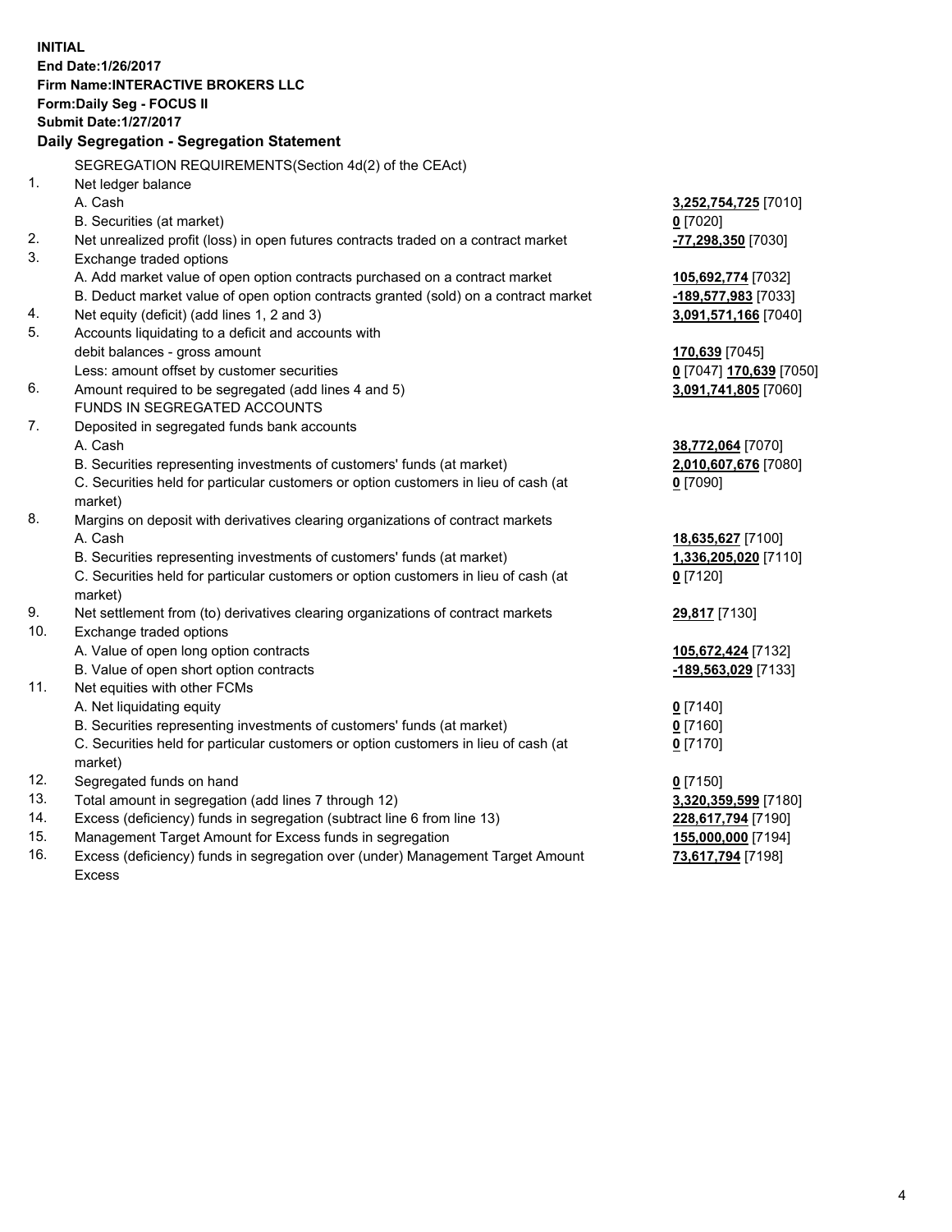**INITIAL**
**End Date:1/26/2017**
**Firm Name:INTERACTIVE BROKERS LLC**
**Form:Daily Seg - FOCUS II**
**Submit Date:1/27/2017**
**Daily Segregation - Segregation Statement**

SEGREGATION REQUIREMENTS(Section 4d(2) of the CEAct)

| | | |
|---|---|---|
| 1. | Net ledger balance | |
| | A. Cash | **3,252,754,725** [7010] |
| | B. Securities (at market) | **0** [7020] |
| 2. | Net unrealized profit (loss) in open futures contracts traded on a contract market | **-77,298,350** [7030] |
| 3. | Exchange traded options | |
| | A. Add market value of open option contracts purchased on a contract market | **105,692,774** [7032] |
| | B. Deduct market value of open option contracts granted (sold) on a contract market | **-189,577,983** [7033] |
| 4. | Net equity (deficit) (add lines 1, 2 and 3) | **3,091,571,166** [7040] |
| 5. | Accounts liquidating to a deficit and accounts with | |
| | debit balances - gross amount | **170,639** [7045] |
| | Less: amount offset by customer securities | **0** [7047] **170,639** [7050] |
| 6. | Amount required to be segregated (add lines 4 and 5) | **3,091,741,805** [7060] |
| | FUNDS IN SEGREGATED ACCOUNTS | |
| 7. | Deposited in segregated funds bank accounts | |
| | A. Cash | **38,772,064** [7070] |
| | B. Securities representing investments of customers' funds (at market) | **2,010,607,676** [7080] |
| | C. Securities held for particular customers or option customers in lieu of cash (at market) | **0** [7090] |
| 8. | Margins on deposit with derivatives clearing organizations of contract markets | |
| | A. Cash | **18,635,627** [7100] |
| | B. Securities representing investments of customers' funds (at market) | **1,336,205,020** [7110] |
| | C. Securities held for particular customers or option customers in lieu of cash (at market) | **0** [7120] |
| 9. | Net settlement from (to) derivatives clearing organizations of contract markets | **29,817** [7130] |
| 10. | Exchange traded options | |
| | A. Value of open long option contracts | **105,672,424** [7132] |
| | B. Value of open short option contracts | **-189,563,029** [7133] |
| 11. | Net equities with other FCMs | |
| | A. Net liquidating equity | **0** [7140] |
| | B. Securities representing investments of customers' funds (at market) | **0** [7160] |
| | C. Securities held for particular customers or option customers in lieu of cash (at market) | **0** [7170] |
| 12. | Segregated funds on hand | **0** [7150] |
| 13. | Total amount in segregation (add lines 7 through 12) | **3,320,359,599** [7180] |
| 14. | Excess (deficiency) funds in segregation (subtract line 6 from line 13) | **228,617,794** [7190] |
| 15. | Management Target Amount for Excess funds in segregation | **155,000,000** [7194] |
| 16. | Excess (deficiency) funds in segregation over (under) Management Target Amount Excess | **73,617,794** [7198] |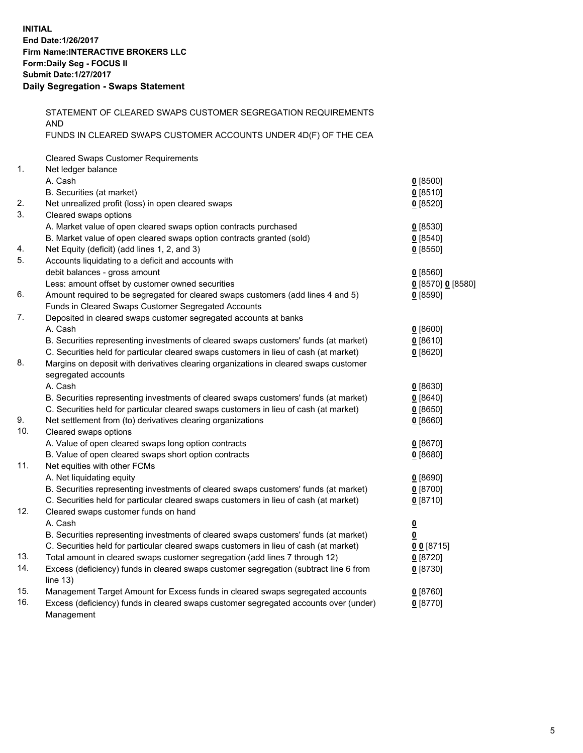**INITIAL**
**End Date:1/26/2017**
**Firm Name:INTERACTIVE BROKERS LLC**
**Form:Daily Seg - FOCUS II**
**Submit Date:1/27/2017**
**Daily Segregation - Swaps Statement**

STATEMENT OF CLEARED SWAPS CUSTOMER SEGREGATION REQUIREMENTS AND FUNDS IN CLEARED SWAPS CUSTOMER ACCOUNTS UNDER 4D(F) OF THE CEA

| | | |
|---|---|---|
| | Cleared Swaps Customer Requirements | |
| 1. | Net ledger balance | |
| | A. Cash | 0 [8500] |
| | B. Securities (at market) | 0 [8510] |
| 2. | Net unrealized profit (loss) in open cleared swaps | 0 [8520] |
| 3. | Cleared swaps options | |
| | A. Market value of open cleared swaps option contracts purchased | 0 [8530] |
| | B. Market value of open cleared swaps option contracts granted (sold) | 0 [8540] |
| 4. | Net Equity (deficit) (add lines 1, 2, and 3) | 0 [8550] |
| 5. | Accounts liquidating to a deficit and accounts with | |
| | debit balances - gross amount | 0 [8560] |
| | Less: amount offset by customer owned securities | 0 [8570] 0 [8580] |
| 6. | Amount required to be segregated for cleared swaps customers (add lines 4 and 5) | 0 [8590] |
| | Funds in Cleared Swaps Customer Segregated Accounts | |
| 7. | Deposited in cleared swaps customer segregated accounts at banks | |
| | A. Cash | 0 [8600] |
| | B. Securities representing investments of cleared swaps customers' funds (at market) | 0 [8610] |
| | C. Securities held for particular cleared swaps customers in lieu of cash (at market) | 0 [8620] |
| 8. | Margins on deposit with derivatives clearing organizations in cleared swaps customer segregated accounts | |
| | A. Cash | 0 [8630] |
| | B. Securities representing investments of cleared swaps customers' funds (at market) | 0 [8640] |
| | C. Securities held for particular cleared swaps customers in lieu of cash (at market) | 0 [8650] |
| 9. | Net settlement from (to) derivatives clearing organizations | 0 [8660] |
| 10. | Cleared swaps options | |
| | A. Value of open cleared swaps long option contracts | 0 [8670] |
| | B. Value of open cleared swaps short option contracts | 0 [8680] |
| 11. | Net equities with other FCMs | |
| | A. Net liquidating equity | 0 [8690] |
| | B. Securities representing investments of cleared swaps customers' funds (at market) | 0 [8700] |
| | C. Securities held for particular cleared swaps customers in lieu of cash (at market) | 0 [8710] |
| 12. | Cleared swaps customer funds on hand | |
| | A. Cash | 0 |
| | B. Securities representing investments of cleared swaps customers' funds (at market) | 0 |
| | C. Securities held for particular cleared swaps customers in lieu of cash (at market) | 0 0 [8715] |
| 13. | Total amount in cleared swaps customer segregation (add lines 7 through 12) | 0 [8720] |
| 14. | Excess (deficiency) funds in cleared swaps customer segregation (subtract line 6 from line 13) | 0 [8730] |
| 15. | Management Target Amount for Excess funds in cleared swaps segregated accounts | 0 [8760] |
| 16. | Excess (deficiency) funds in cleared swaps customer segregated accounts over (under) Management | 0 [8770] |